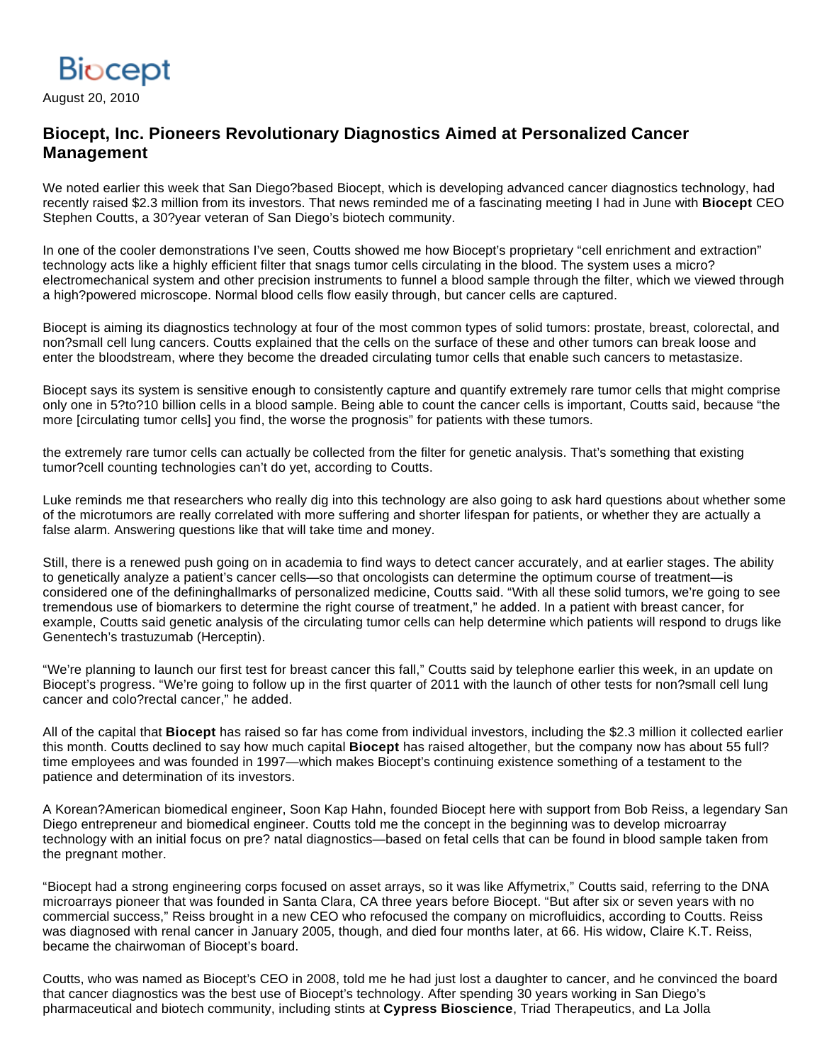Biocept

August 20, 2010

# Biocept, Inc. Pioneers Revolutionary Diagnostics Aimed at Personalized Cancer Management

We noted earlier this week that San Diego?based Biocept, which is developing advanced cancer diagnostics technology, had recently raised $2.3 million from its investors. That news reminded me of a fascinating meeting I had in June with **Biocept** CEO Stephen Coutts, a 30?year veteran of San Diego's biotech community.

In one of the cooler demonstrations I've seen, Coutts showed me how Biocept's proprietary "cell enrichment and extraction" technology acts like a highly efficient filter that snags tumor cells circulating in the blood. The system uses a micro?electromechanical system and other precision instruments to funnel a blood sample through the filter, which we viewed through a high?powered microscope. Normal blood cells flow easily through, but cancer cells are captured.

Biocept is aiming its diagnostics technology at four of the most common types of solid tumors: prostate, breast, colorectal, and non?small cell lung cancers. Coutts explained that the cells on the surface of these and other tumors can break loose and enter the bloodstream, where they become the dreaded circulating tumor cells that enable such cancers to metastasize.

Biocept says its system is sensitive enough to consistently capture and quantify extremely rare tumor cells that might comprise only one in 5?to?10 billion cells in a blood sample. Being able to count the cancer cells is important, Coutts said, because "the more [circulating tumor cells] you find, the worse the prognosis" for patients with these tumors.

the extremely rare tumor cells can actually be collected from the filter for genetic analysis. That's something that existing tumor?cell counting technologies can't do yet, according to Coutts.

Luke reminds me that researchers who really dig into this technology are also going to ask hard questions about whether some of the microtumors are really correlated with more suffering and shorter lifespan for patients, or whether they are actually a false alarm. Answering questions like that will take time and money.

Still, there is a renewed push going on in academia to find ways to detect cancer accurately, and at earlier stages. The ability to genetically analyze a patient's cancer cells—so that oncologists can determine the optimum course of treatment—is considered one of the defininghallmarks of personalized medicine, Coutts said. "With all these solid tumors, we're going to see tremendous use of biomarkers to determine the right course of treatment," he added. In a patient with breast cancer, for example, Coutts said genetic analysis of the circulating tumor cells can help determine which patients will respond to drugs like Genentech's trastuzumab (Herceptin).

"We're planning to launch our first test for breast cancer this fall," Coutts said by telephone earlier this week, in an update on Biocept's progress. "We're going to follow up in the first quarter of 2011 with the launch of other tests for non?small cell lung cancer and colo?rectal cancer," he added.

All of the capital that **Biocept** has raised so far has come from individual investors, including the $2.3 million it collected earlier this month. Coutts declined to say how much capital **Biocept** has raised altogether, but the company now has about 55 full?time employees and was founded in 1997—which makes Biocept's continuing existence something of a testament to the patience and determination of its investors.

A Korean?American biomedical engineer, Soon Kap Hahn, founded Biocept here with support from Bob Reiss, a legendary San Diego entrepreneur and biomedical engineer. Coutts told me the concept in the beginning was to develop microarray technology with an initial focus on pre? natal diagnostics—based on fetal cells that can be found in blood sample taken from the pregnant mother.

"Biocept had a strong engineering corps focused on asset arrays, so it was like Affymetrix," Coutts said, referring to the DNA microarrays pioneer that was founded in Santa Clara, CA three years before Biocept. "But after six or seven years with no commercial success," Reiss brought in a new CEO who refocused the company on microfluidics, according to Coutts. Reiss was diagnosed with renal cancer in January 2005, though, and died four months later, at 66. His widow, Claire K.T. Reiss, became the chairwoman of Biocept's board.

Coutts, who was named as Biocept's CEO in 2008, told me he had just lost a daughter to cancer, and he convinced the board that cancer diagnostics was the best use of Biocept's technology. After spending 30 years working in San Diego's pharmaceutical and biotech community, including stints at **Cypress Bioscience**, Triad Therapeutics, and La Jolla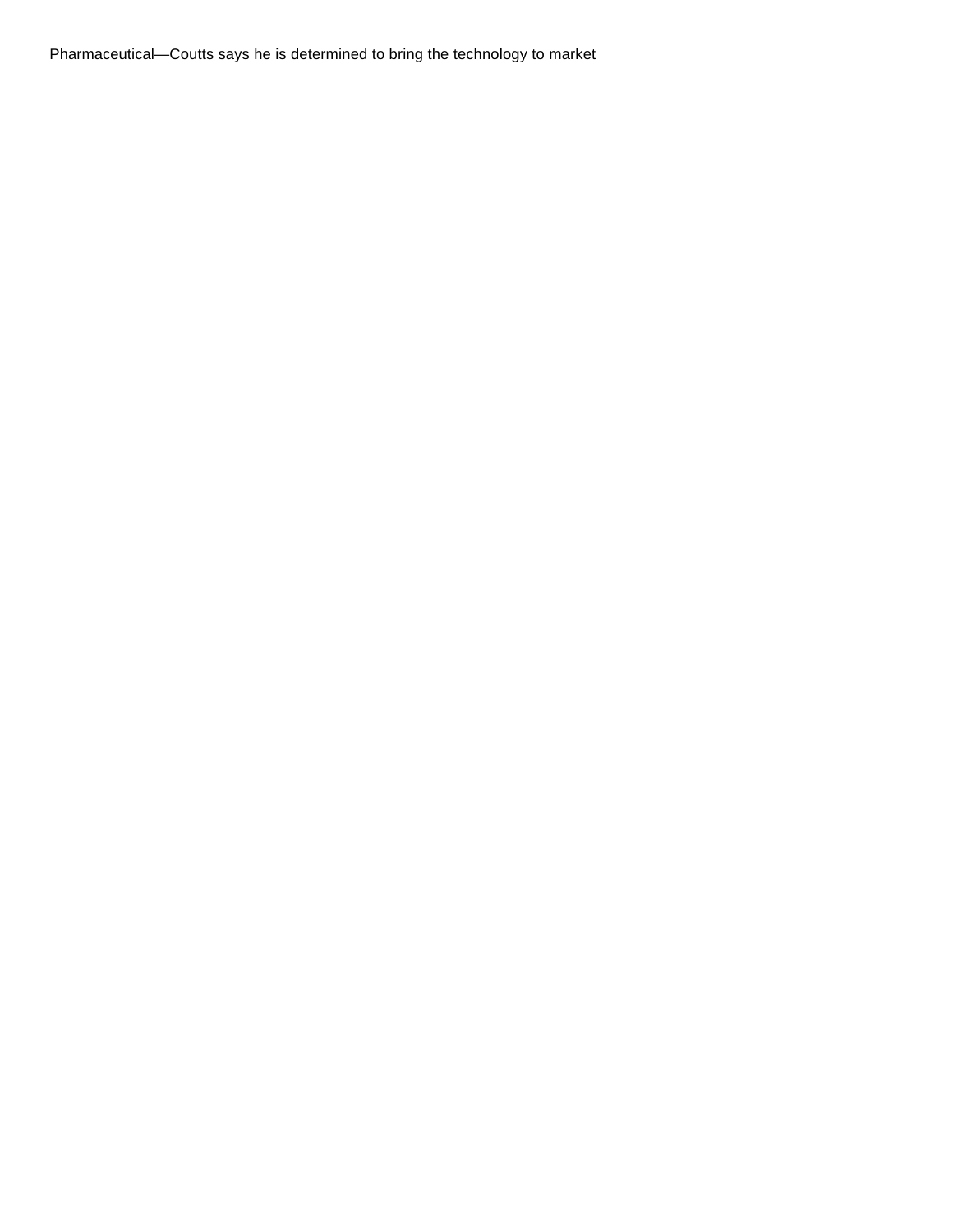Pharmaceutical—Coutts says he is determined to bring the technology to market